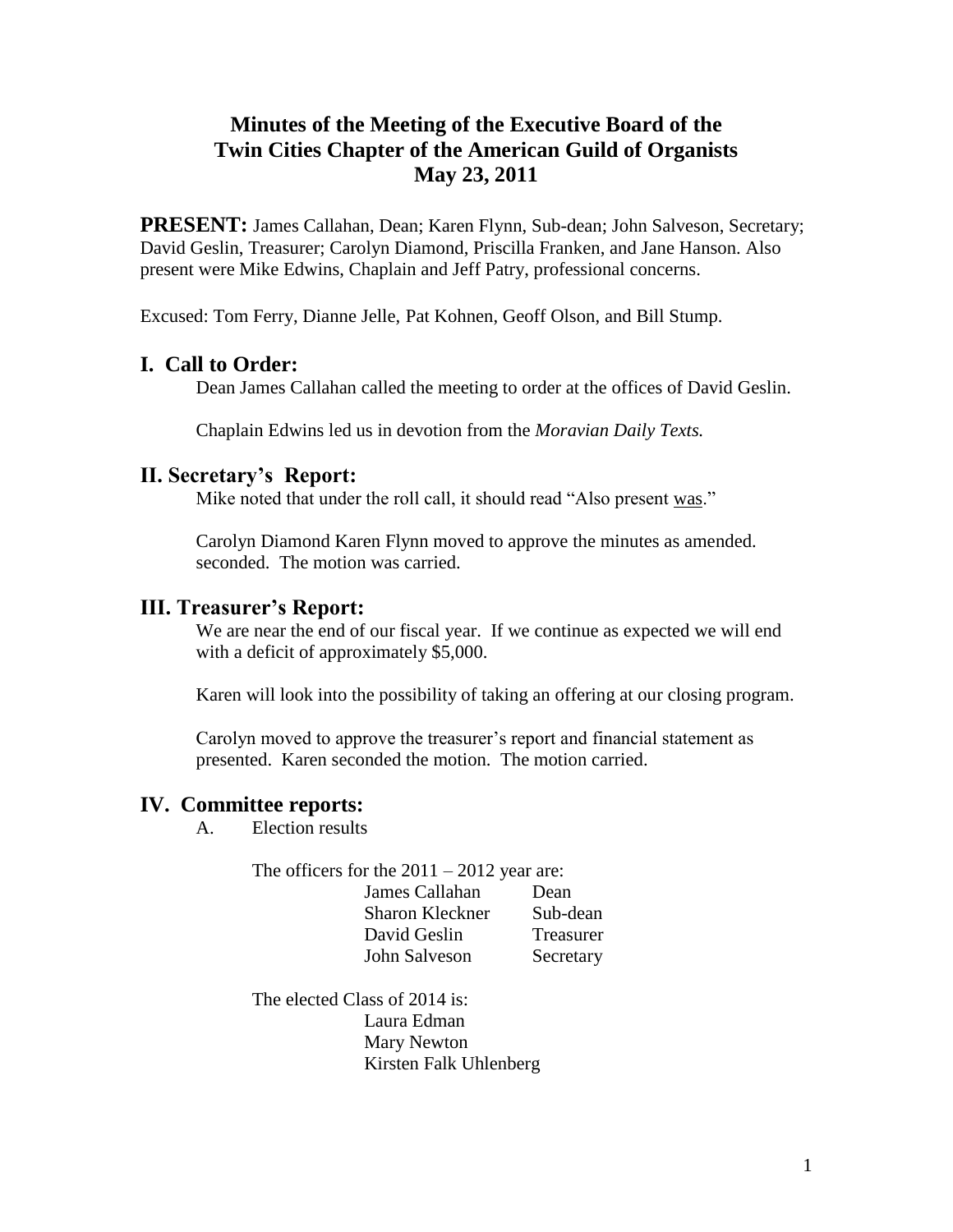# Minutes of the Meeting of the Executive Board of the Twin Cities Chapter of the American Guild of Organists May 23, 2011

**PRESENT:** James Callahan, Dean; Karen Flynn, Sub-dean; John Salveson, Secretary; David Geslin, Treasurer; Carolyn Diamond, Priscilla Franken, and Jane Hanson. Also present were Mike Edwins, Chaplain and Jeff Patry, professional concerns.

Excused: Tom Ferry, Dianne Jelle, Pat Kohnen, Geoff Olson, and Bill Stump.

## I. Call to Order:

Dean James Callahan called the meeting to order at the offices of David Geslin.

Chaplain Edwins led us in devotion from the *Moravian Daily Texts.*

## II. Secretary's Report:

Mike noted that under the roll call, it should read "Also present was."

Carolyn Diamond Karen Flynn moved to approve the minutes as amended. seconded. The motion was carried.

## III. Treasurer's Report:

We are near the end of our fiscal year. If we continue as expected we will end with a deficit of approximately $5,000.

Karen will look into the possibility of taking an offering at our closing program.

Carolyn moved to approve the treasurer's report and financial statement as presented. Karen seconded the motion. The motion carried.

## IV. Committee reports:

A. Election results

The officers for the 2011 – 2012 year are:

| | |
|---|---|
| James Callahan | Dean |
| Sharon Kleckner | Sub-dean |
| David Geslin | Treasurer |
| John Salveson | Secretary |

The elected Class of 2014 is:

Laura Edman
Mary Newton
Kirsten Falk Uhlenberg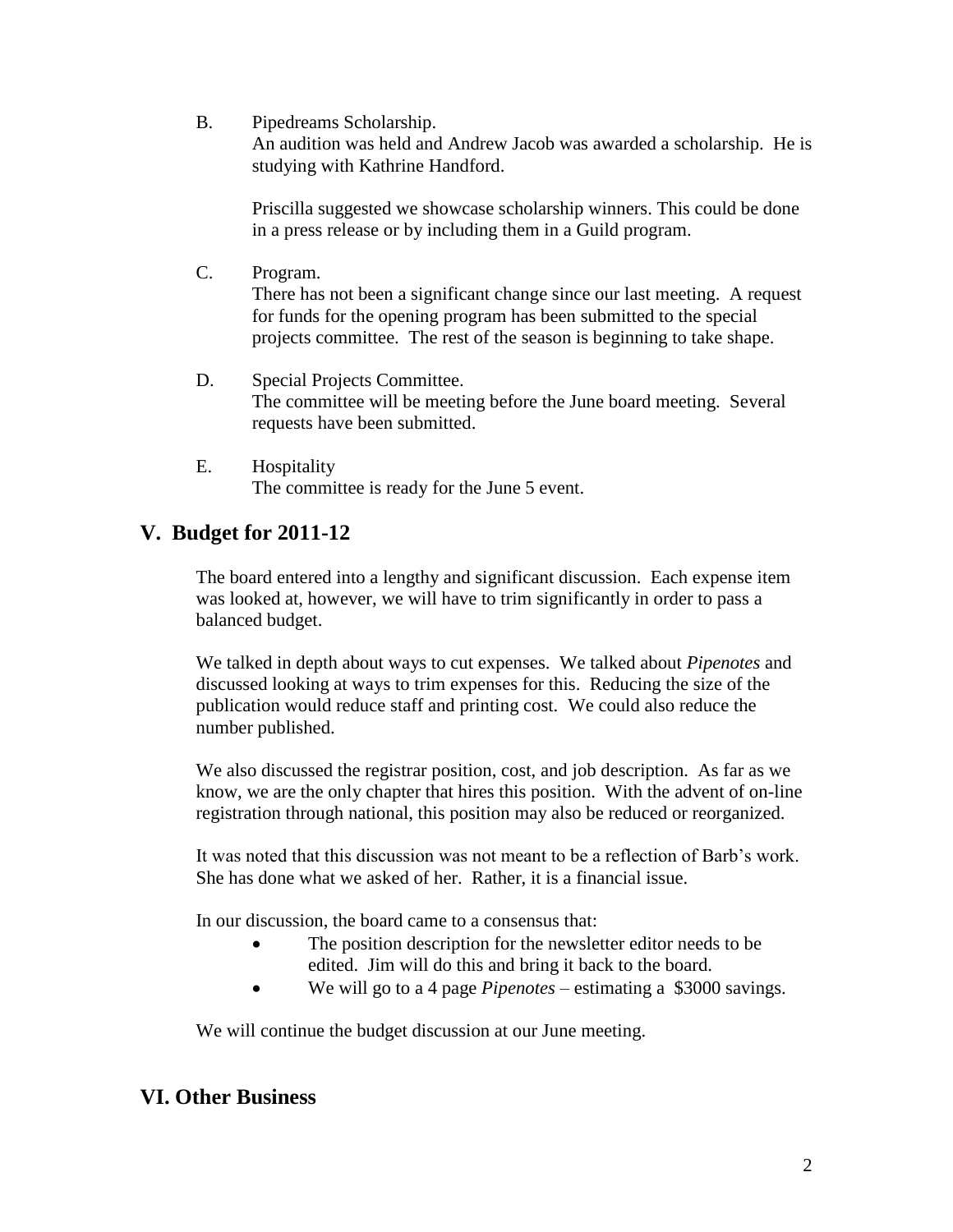B. Pipedreams Scholarship.
An audition was held and Andrew Jacob was awarded a scholarship. He is studying with Kathrine Handford.

Priscilla suggested we showcase scholarship winners. This could be done in a press release or by including them in a Guild program.

C. Program.
There has not been a significant change since our last meeting. A request for funds for the opening program has been submitted to the special projects committee. The rest of the season is beginning to take shape.

D. Special Projects Committee.
The committee will be meeting before the June board meeting. Several requests have been submitted.

E. Hospitality
The committee is ready for the June 5 event.

## V. Budget for 2011-12

The board entered into a lengthy and significant discussion. Each expense item was looked at, however, we will have to trim significantly in order to pass a balanced budget.

We talked in depth about ways to cut expenses. We talked about *Pipenotes* and discussed looking at ways to trim expenses for this. Reducing the size of the publication would reduce staff and printing cost. We could also reduce the number published.

We also discussed the registrar position, cost, and job description. As far as we know, we are the only chapter that hires this position. With the advent of on-line registration through national, this position may also be reduced or reorganized.

It was noted that this discussion was not meant to be a reflection of Barb's work. She has done what we asked of her. Rather, it is a financial issue.

In our discussion, the board came to a consensus that:

- The position description for the newsletter editor needs to be edited. Jim will do this and bring it back to the board.
- We will go to a 4 page *Pipenotes* – estimating a $3000 savings.

We will continue the budget discussion at our June meeting.

## VI. Other Business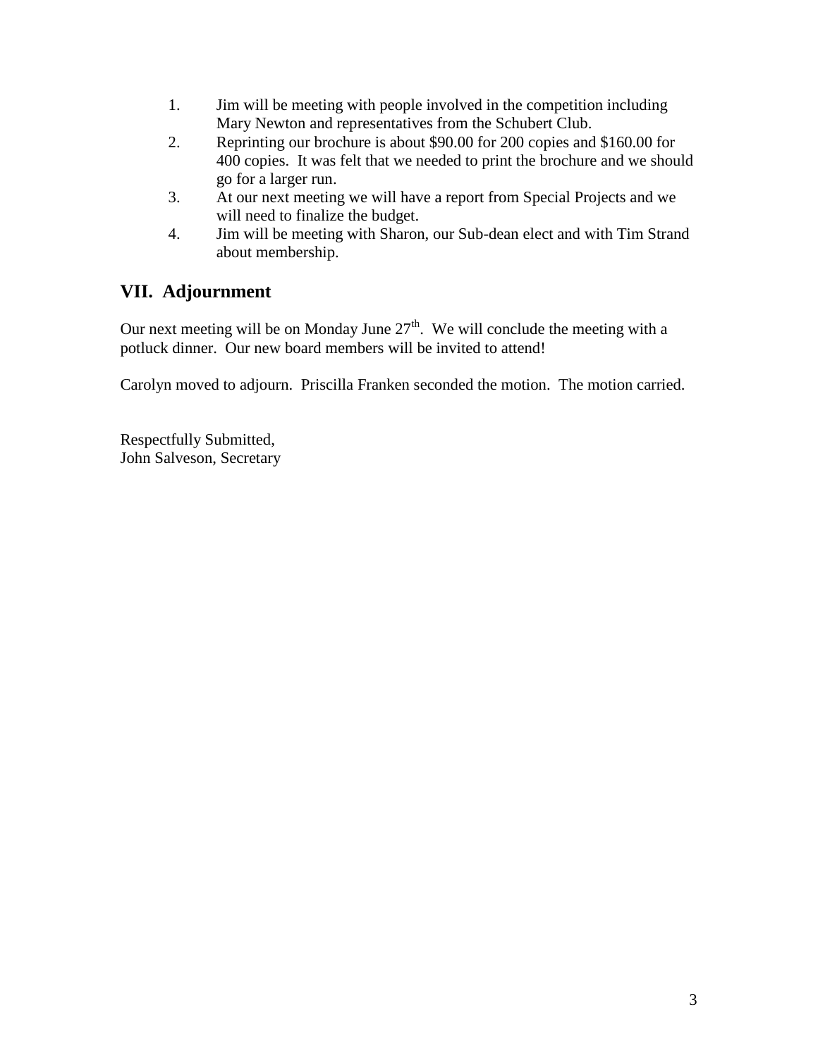1. Jim will be meeting with people involved in the competition including Mary Newton and representatives from the Schubert Club.
2. Reprinting our brochure is about $90.00 for 200 copies and $160.00 for 400 copies. It was felt that we needed to print the brochure and we should go for a larger run.
3. At our next meeting we will have a report from Special Projects and we will need to finalize the budget.
4. Jim will be meeting with Sharon, our Sub-dean elect and with Tim Strand about membership.

## VII. Adjournment

Our next meeting will be on Monday June 27th. We will conclude the meeting with a potluck dinner. Our new board members will be invited to attend!

Carolyn moved to adjourn. Priscilla Franken seconded the motion. The motion carried.

Respectfully Submitted,
John Salveson, Secretary